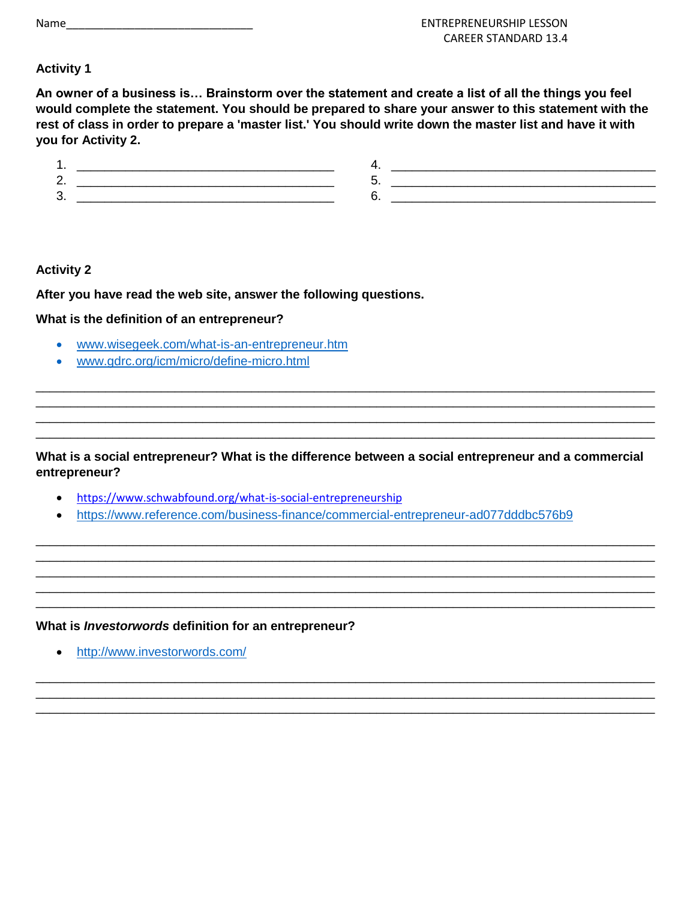Name______________________________

ENTREPRENEURSHIP LESSON
CAREER STANDARD 13.4

## Activity 1

**An owner of a business is… Brainstorm over the statement and create a list of all the things you feel would complete the statement. You should be prepared to share your answer to this statement with the rest of class in order to prepare a 'master list.' You should write down the master list and have it with you for Activity 2.**

1. ______________________________________
2. ______________________________________
3. ______________________________________
4. ______________________________________
5. ______________________________________
6. ______________________________________

## Activity 2

**After you have read the web site, answer the following questions.**

**What is the definition of an entrepreneur?**

- www.wisegeek.com/what-is-an-entrepreneur.htm
- www.gdrc.org/icm/micro/define-micro.html

_______________________________________________________________________________
_______________________________________________________________________________
_______________________________________________________________________________
_______________________________________________________________________________

**What is a social entrepreneur? What is the difference between a social entrepreneur and a commercial entrepreneur?**

- https://www.schwabfound.org/what-is-social-entrepreneurship
- https://www.reference.com/business-finance/commercial-entrepreneur-ad077dddbc576b9

_______________________________________________________________________________
_______________________________________________________________________________
_______________________________________________________________________________
_______________________________________________________________________________
_______________________________________________________________________________

**What is *Investorwords* definition for an entrepreneur?**

- http://www.investorwords.com/

_______________________________________________________________________________
_______________________________________________________________________________
_______________________________________________________________________________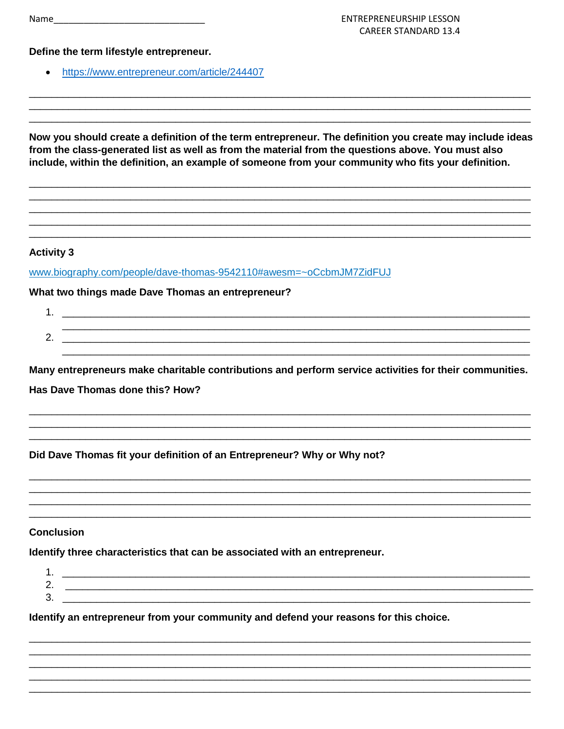Name______________________________

ENTREPRENEURSHIP LESSON
CAREER STANDARD 13.4

**Define the term lifestyle entrepreneur.**

- https://www.entrepreneur.com/article/244407

___________________________________________________________________________
___________________________________________________________________________
___________________________________________________________________________

**Now you should create a definition of the term entrepreneur. The definition you create may include ideas from the class-generated list as well as from the material from the questions above. You must also include, within the definition, an example of someone from your community who fits your definition.**

___________________________________________________________________________
___________________________________________________________________________
___________________________________________________________________________
___________________________________________________________________________
___________________________________________________________________________

**Activity 3**

www.biography.com/people/dave-thomas-9542110#awesm=~oCcbmJM7ZidFUJ

**What two things made Dave Thomas an entrepreneur?**

1. ______________________________________________________________________
   ______________________________________________________________________
2. ______________________________________________________________________
   ______________________________________________________________________

**Many entrepreneurs make charitable contributions and perform service activities for their communities.**

**Has Dave Thomas done this? How?**

___________________________________________________________________________
___________________________________________________________________________
___________________________________________________________________________

**Did Dave Thomas fit your definition of an Entrepreneur? Why or Why not?**

___________________________________________________________________________
___________________________________________________________________________
___________________________________________________________________________
___________________________________________________________________________

**Conclusion**

**Identify three characteristics that can be associated with an entrepreneur.**

1. ______________________________________________________________________
2. ______________________________________________________________________
3. ______________________________________________________________________

**Identify an entrepreneur from your community and defend your reasons for this choice.**

___________________________________________________________________________
___________________________________________________________________________
___________________________________________________________________________
___________________________________________________________________________
___________________________________________________________________________